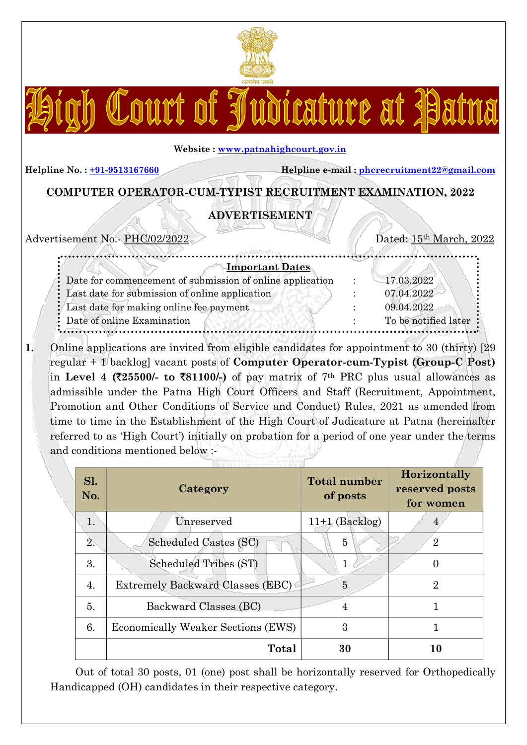# High Court of Judicature at Patna

**Website : www.patnahighcourt.gov.in**

**Helpline No. : +91-9513167660** **Helpline e-mail : phcrecruitment22@gmail.com**

## COMPUTER OPERATOR-CUM-TYPIST RECRUITMENT EXAMINATION, 2022

## ADVERTISEMENT

Advertisement No.- PHC/02/2022 Dated: 15th March, 2022

**Important Dates**

| | | |
|---|---|---|
| Date for commencement of submission of online application | : | 17.03.2022 |
| Last date for submission of online application | : | 07.04.2022 |
| Last date for making online fee payment | : | 09.04.2022 |
| Date of online Examination | : | To be notified later |

**1.** Online applications are invited from eligible candidates for appointment to 30 (thirty) [29 regular + 1 backlog] vacant posts of **Computer Operator-cum-Typist (Group-C Post)** in **Level 4 (₹25500/- to ₹81100/-)** of pay matrix of 7th PRC plus usual allowances as admissible under the Patna High Court Officers and Staff (Recruitment, Appointment, Promotion and Other Conditions of Service and Conduct) Rules, 2021 as amended from time to time in the Establishment of the High Court of Judicature at Patna (hereinafter referred to as 'High Court') initially on probation for a period of one year under the terms and conditions mentioned below :-

| Sl. No. | Category | Total number of posts | Horizontally reserved posts for women |
|---|---|---|---|
| 1. | Unreserved | 11+1 (Backlog) | 4 |
| 2. | Scheduled Castes (SC) | 5 | 2 |
| 3. | Scheduled Tribes (ST) | 1 | 0 |
| 4. | Extremely Backward Classes (EBC) | 5 | 2 |
| 5. | Backward Classes (BC) | 4 | 1 |
| 6. | Economically Weaker Sections (EWS) | 3 | 1 |
| | **Total** | **30** | **10** |

Out of total 30 posts, 01 (one) post shall be horizontally reserved for Orthopedically Handicapped (OH) candidates in their respective category.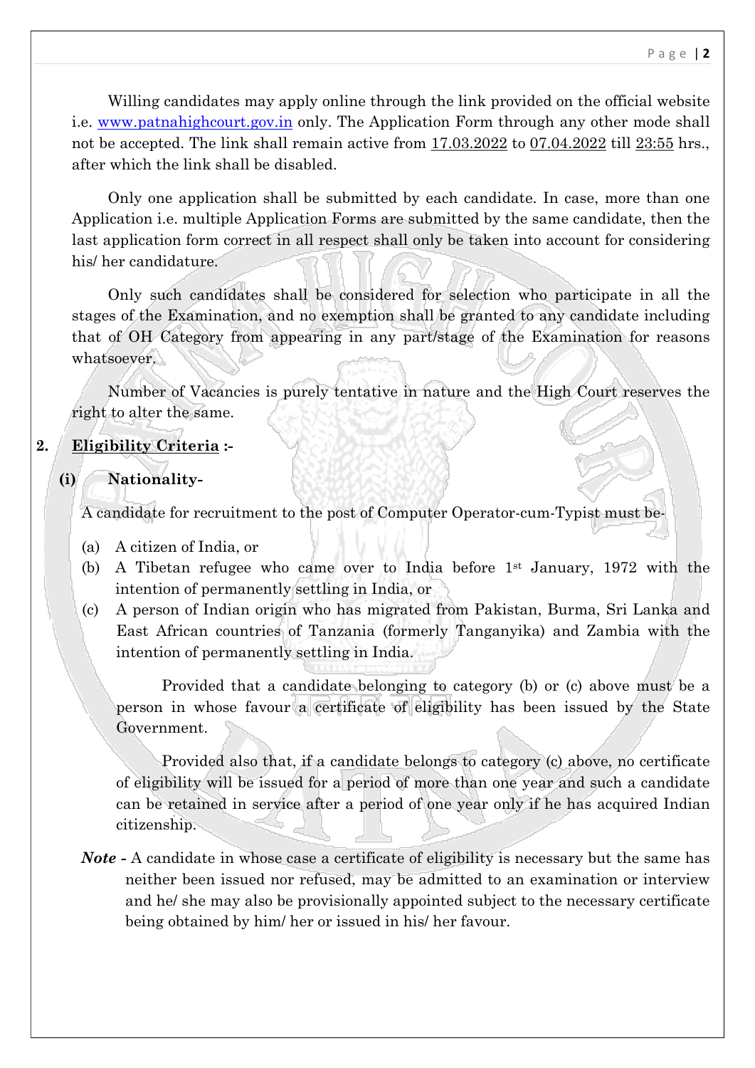Willing candidates may apply online through the link provided on the official website i.e. [www.patnahighcourt.gov.in](http://www.patnahighcourt.gov.in) only. The Application Form through any other mode shall not be accepted. The link shall remain active from 17.03.2022 to 07.04.2022 till 23:55 hrs., after which the link shall be disabled.

Only one application shall be submitted by each candidate. In case, more than one Application i.e. multiple Application Forms are submitted by the same candidate, then the last application form correct in all respect shall only be taken into account for considering his/ her candidature.

Only such candidates shall be considered for selection who participate in all the stages of the Examination, and no exemption shall be granted to any candidate including that of OH Category from appearing in any part/stage of the Examination for reasons whatsoever.

Number of Vacancies is purely tentative in nature and the High Court reserves the right to alter the same.

## 2. Eligibility Criteria :-

### (i) Nationality-

A candidate for recruitment to the post of Computer Operator-cum-Typist must be-

(a) A citizen of India, or

(b) A Tibetan refugee who came over to India before 1st January, 1972 with the intention of permanently settling in India, or

(c) A person of Indian origin who has migrated from Pakistan, Burma, Sri Lanka and East African countries of Tanzania (formerly Tanganyika) and Zambia with the intention of permanently settling in India.

Provided that a candidate belonging to category (b) or (c) above must be a person in whose favour a certificate of eligibility has been issued by the State Government.

Provided also that, if a candidate belongs to category (c) above, no certificate of eligibility will be issued for a period of more than one year and such a candidate can be retained in service after a period of one year only if he has acquired Indian citizenship.

***Note -*** A candidate in whose case a certificate of eligibility is necessary but the same has neither been issued nor refused, may be admitted to an examination or interview and he/ she may also be provisionally appointed subject to the necessary certificate being obtained by him/ her or issued in his/ her favour.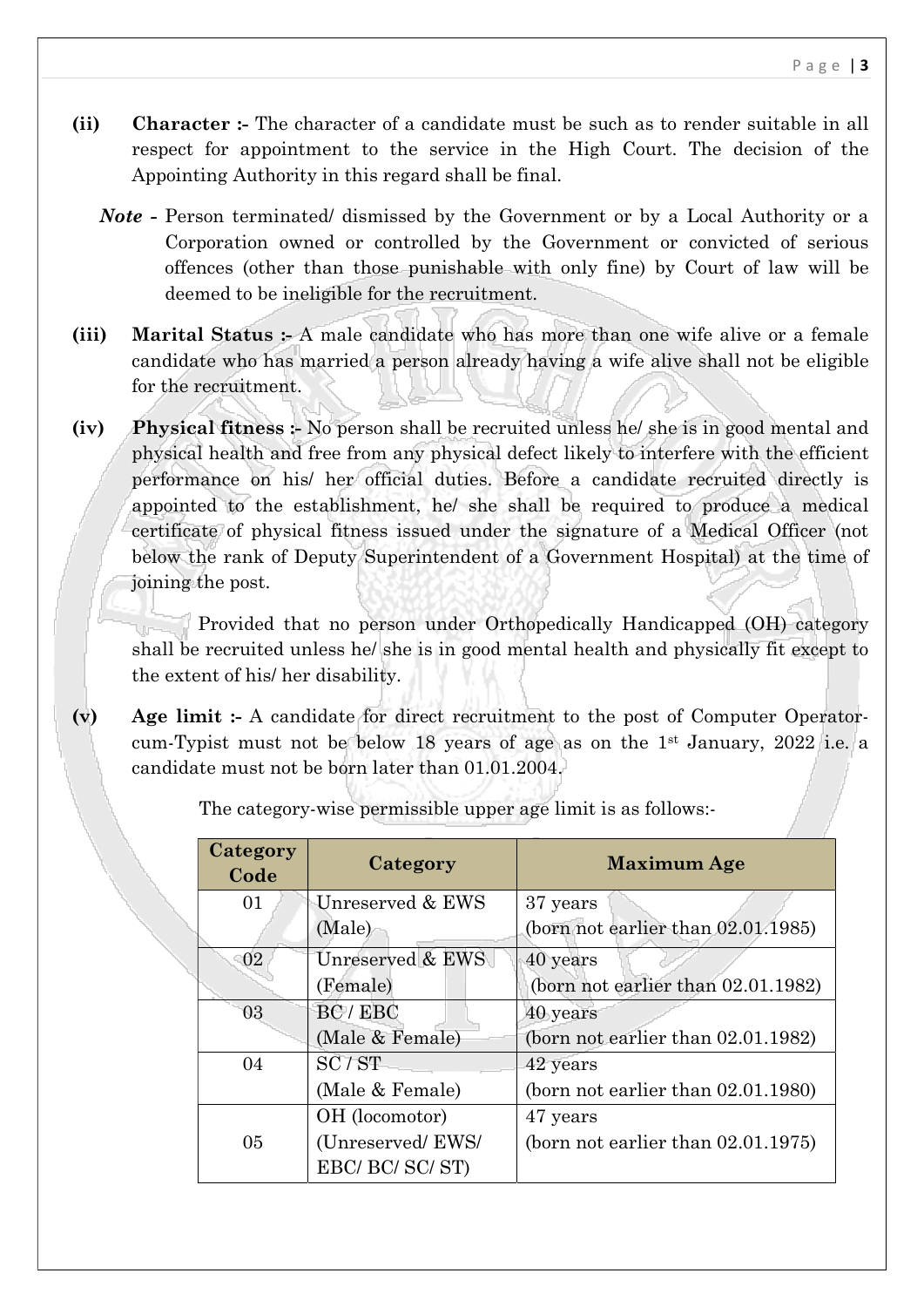**(ii) Character :-** The character of a candidate must be such as to render suitable in all respect for appointment to the service in the High Court. The decision of the Appointing Authority in this regard shall be final.

***Note* -** Person terminated/ dismissed by the Government or by a Local Authority or a Corporation owned or controlled by the Government or convicted of serious offences (other than those punishable with only fine) by Court of law will be deemed to be ineligible for the recruitment.

**(iii) Marital Status :-** A male candidate who has more than one wife alive or a female candidate who has married a person already having a wife alive shall not be eligible for the recruitment.

**(iv) Physical fitness :-** No person shall be recruited unless he/ she is in good mental and physical health and free from any physical defect likely to interfere with the efficient performance on his/ her official duties. Before a candidate recruited directly is appointed to the establishment, he/ she shall be required to produce a medical certificate of physical fitness issued under the signature of a Medical Officer (not below the rank of Deputy Superintendent of a Government Hospital) at the time of joining the post.

Provided that no person under Orthopedically Handicapped (OH) category shall be recruited unless he/ she is in good mental health and physically fit except to the extent of his/ her disability.

**(v) Age limit :-** A candidate for direct recruitment to the post of Computer Operator-cum-Typist must not be below 18 years of age as on the 1st January, 2022 i.e. a candidate must not be born later than 01.01.2004.

The category-wise permissible upper age limit is as follows:-

| Category Code | Category | Maximum Age |
|---|---|---|
| 01 | Unreserved & EWS (Male) | 37 years (born not earlier than 02.01.1985) |
| 02 | Unreserved & EWS (Female) | 40 years (born not earlier than 02.01.1982) |
| 03 | BC / EBC (Male & Female) | 40 years (born not earlier than 02.01.1982) |
| 04 | SC / ST (Male & Female) | 42 years (born not earlier than 02.01.1980) |
| 05 | OH (locomotor) (Unreserved/ EWS/ EBC/ BC/ SC/ ST) | 47 years (born not earlier than 02.01.1975) |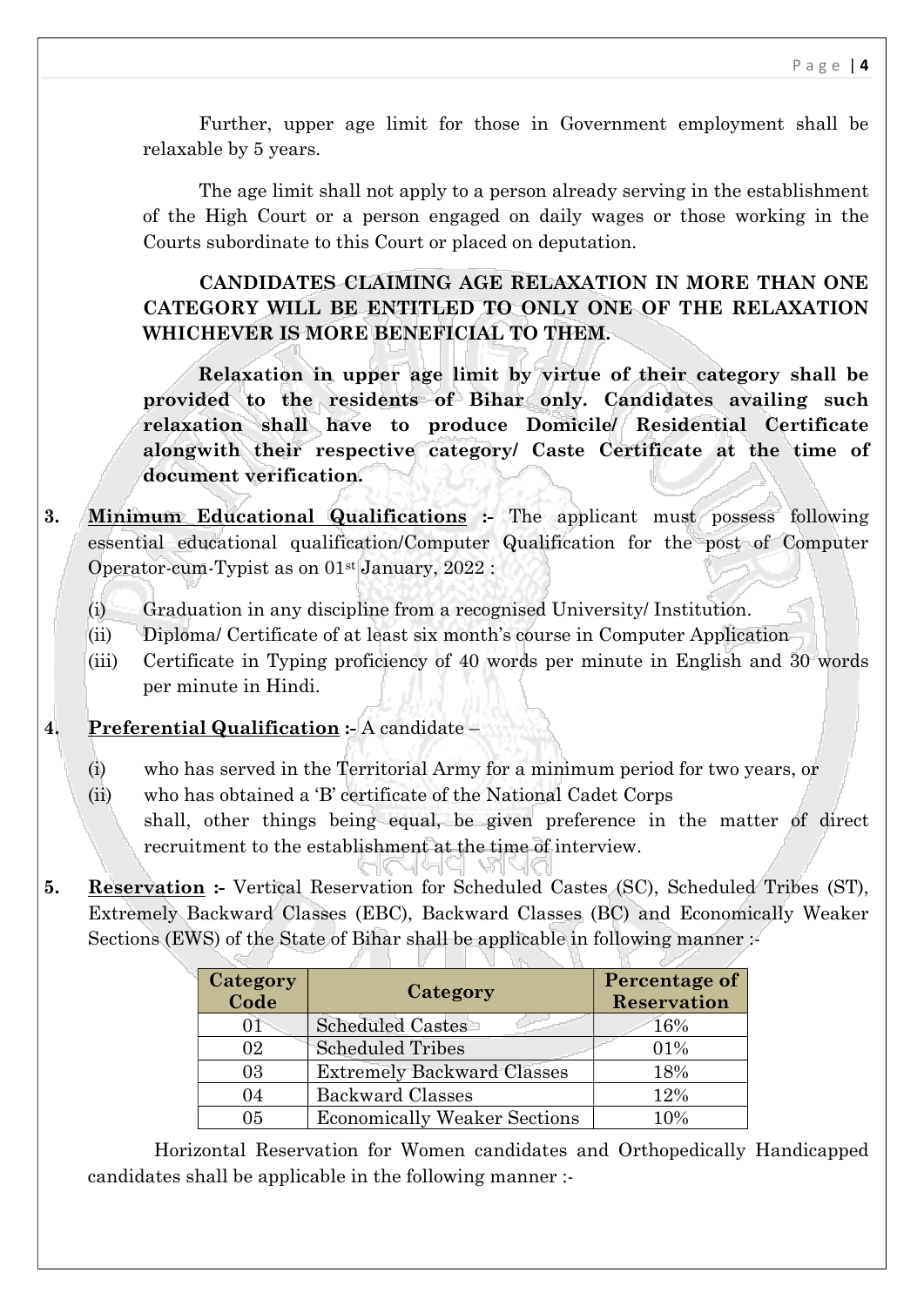Further, upper age limit for those in Government employment shall be relaxable by 5 years.

The age limit shall not apply to a person already serving in the establishment of the High Court or a person engaged on daily wages or those working in the Courts subordinate to this Court or placed on deputation.

**CANDIDATES CLAIMING AGE RELAXATION IN MORE THAN ONE CATEGORY WILL BE ENTITLED TO ONLY ONE OF THE RELAXATION WHICHEVER IS MORE BENEFICIAL TO THEM.**

**Relaxation in upper age limit by virtue of their category shall be provided to the residents of Bihar only. Candidates availing such relaxation shall have to produce Domicile/ Residential Certificate alongwith their respective category/ Caste Certificate at the time of document verification.**

**3. <u>Minimum Educational Qualifications</u> :-** The applicant must possess following essential educational qualification/Computer Qualification for the post of Computer Operator-cum-Typist as on 01st January, 2022 :

(i) Graduation in any discipline from a recognised University/ Institution.
(ii) Diploma/ Certificate of at least six month's course in Computer Application
(iii) Certificate in Typing proficiency of 40 words per minute in English and 30 words per minute in Hindi.

**4. <u>Preferential Qualification</u> :-** A candidate –

(i) who has served in the Territorial Army for a minimum period for two years, or
(ii) who has obtained a 'B' certificate of the National Cadet Corps

shall, other things being equal, be given preference in the matter of direct recruitment to the establishment at the time of interview.

**5. <u>Reservation</u> :-** Vertical Reservation for Scheduled Castes (SC), Scheduled Tribes (ST), Extremely Backward Classes (EBC), Backward Classes (BC) and Economically Weaker Sections (EWS) of the State of Bihar shall be applicable in following manner :-

| Category Code | Category | Percentage of Reservation |
|---|---|---|
| 01 | Scheduled Castes | 16% |
| 02 | Scheduled Tribes | 01% |
| 03 | Extremely Backward Classes | 18% |
| 04 | Backward Classes | 12% |
| 05 | Economically Weaker Sections | 10% |

Horizontal Reservation for Women candidates and Orthopedically Handicapped candidates shall be applicable in the following manner :-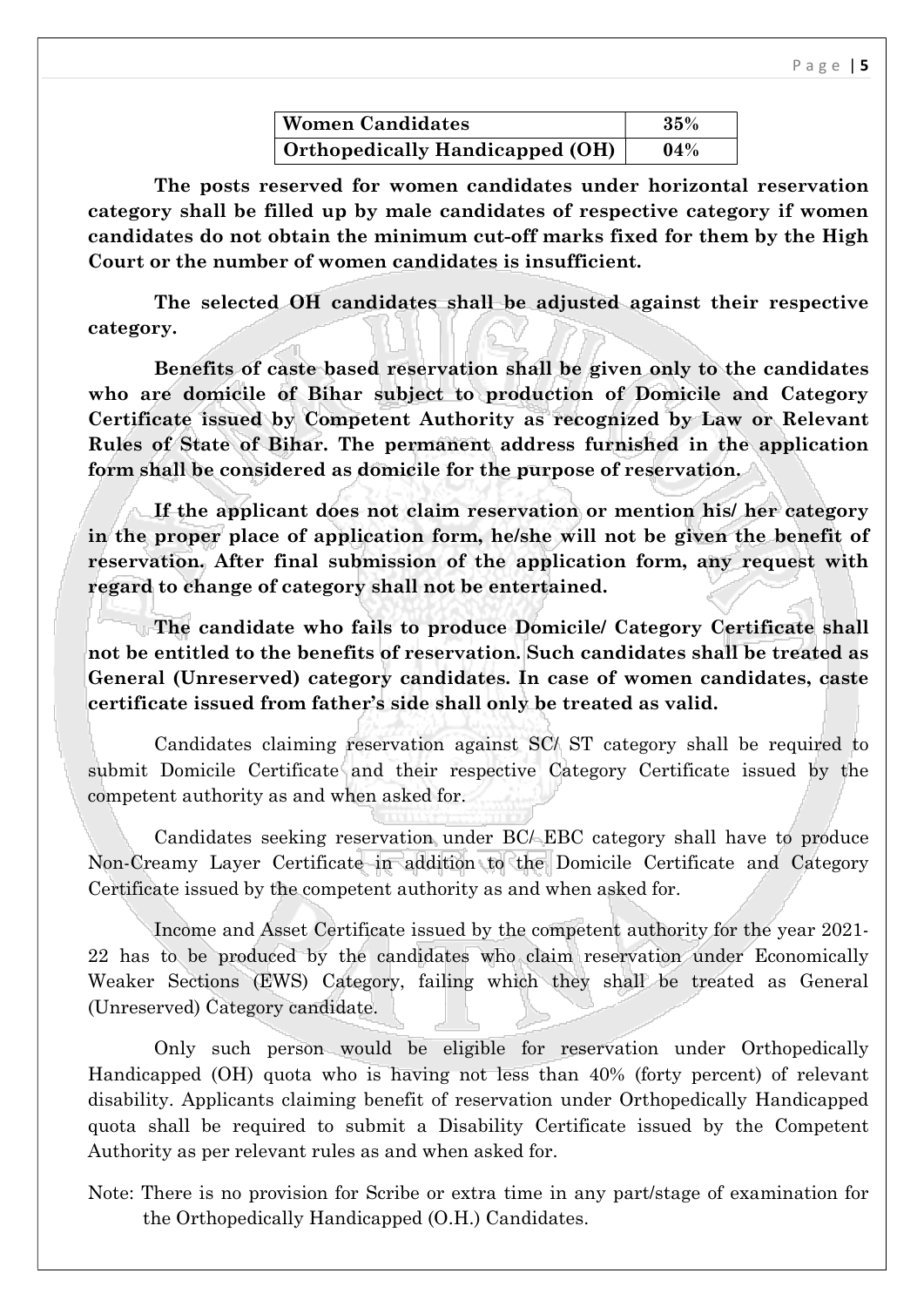| **Women Candidates** | **35%** |
|---|---|
| **Orthopedically Handicapped (OH)** | **04%** |

**The posts reserved for women candidates under horizontal reservation category shall be filled up by male candidates of respective category if women candidates do not obtain the minimum cut-off marks fixed for them by the High Court or the number of women candidates is insufficient.**

**The selected OH candidates shall be adjusted against their respective category.**

**Benefits of caste based reservation shall be given only to the candidates who are domicile of Bihar subject to production of Domicile and Category Certificate issued by Competent Authority as recognized by Law or Relevant Rules of State of Bihar. The permanent address furnished in the application form shall be considered as domicile for the purpose of reservation.**

**If the applicant does not claim reservation or mention his/ her category in the proper place of application form, he/she will not be given the benefit of reservation. After final submission of the application form, any request with regard to change of category shall not be entertained.**

**The candidate who fails to produce Domicile/ Category Certificate shall not be entitled to the benefits of reservation. Such candidates shall be treated as General (Unreserved) category candidates. In case of women candidates, caste certificate issued from father's side shall only be treated as valid.**

Candidates claiming reservation against SC/ ST category shall be required to submit Domicile Certificate and their respective Category Certificate issued by the competent authority as and when asked for.

Candidates seeking reservation under BC/ EBC category shall have to produce Non-Creamy Layer Certificate in addition to the Domicile Certificate and Category Certificate issued by the competent authority as and when asked for.

Income and Asset Certificate issued by the competent authority for the year 2021-22 has to be produced by the candidates who claim reservation under Economically Weaker Sections (EWS) Category, failing which they shall be treated as General (Unreserved) Category candidate.

Only such person would be eligible for reservation under Orthopedically Handicapped (OH) quota who is having not less than 40% (forty percent) of relevant disability. Applicants claiming benefit of reservation under Orthopedically Handicapped quota shall be required to submit a Disability Certificate issued by the Competent Authority as per relevant rules as and when asked for.

Note: There is no provision for Scribe or extra time in any part/stage of examination for the Orthopedically Handicapped (O.H.) Candidates.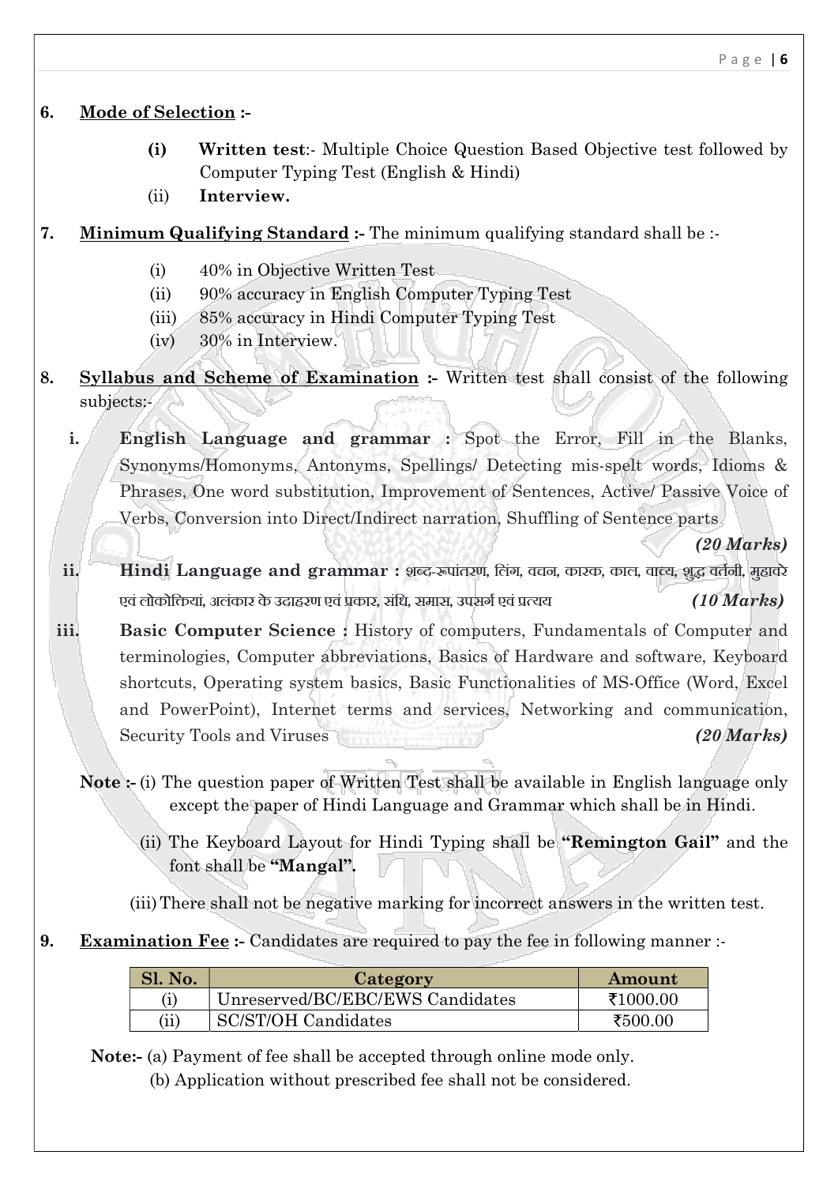## 6. Mode of Selection :-

- **(i) Written test**:- Multiple Choice Question Based Objective test followed by Computer Typing Test (English & Hindi)
- (ii) **Interview.**

## 7. Minimum Qualifying Standard :- The minimum qualifying standard shall be :-

- (i) 40% in Objective Written Test
- (ii) 90% accuracy in English Computer Typing Test
- (iii) 85% accuracy in Hindi Computer Typing Test
- (iv) 30% in Interview.

## 8. Syllabus and Scheme of Examination :- Written test shall consist of the following subjects:-

**i. English Language and grammar :** Spot the Error, Fill in the Blanks, Synonyms/Homonyms, Antonyms, Spellings/ Detecting mis-spelt words, Idioms & Phrases, One word substitution, Improvement of Sentences, Active/ Passive Voice of Verbs, Conversion into Direct/Indirect narration, Shuffling of Sentence parts ***(20 Marks)***

**ii. Hindi Language and grammar :** शब्द-रूपांतरण, लिंग, वचन, कारक, काल, वाच्य, शुद्ध वर्तनी, मुहावरे एवं लोकोक्तियां, अलंकार के उदाहरण एवं प्रकार, संधि, समास, उपसर्ग एवं प्रत्यय ***(10 Marks)***

**iii. Basic Computer Science :** History of computers, Fundamentals of Computer and terminologies, Computer abbreviations, Basics of Hardware and software, Keyboard shortcuts, Operating system basics, Basic Functionalities of MS-Office (Word, Excel and PowerPoint), Internet terms and services, Networking and communication, Security Tools and Viruses ***(20 Marks)***

**Note :-** (i) The question paper of Written Test shall be available in English language only except the paper of Hindi Language and Grammar which shall be in Hindi.

(ii) The Keyboard Layout for Hindi Typing shall be **"Remington Gail"** and the font shall be **"Mangal".**

(iii) There shall not be negative marking for incorrect answers in the written test.

## 9. Examination Fee :- Candidates are required to pay the fee in following manner :-

| Sl. No. | Category | Amount |
|---|---|---|
| (i) | Unreserved/BC/EBC/EWS Candidates | ₹1000.00 |
| (ii) | SC/ST/OH Candidates | ₹500.00 |

**Note:-** (a) Payment of fee shall be accepted through online mode only.

(b) Application without prescribed fee shall not be considered.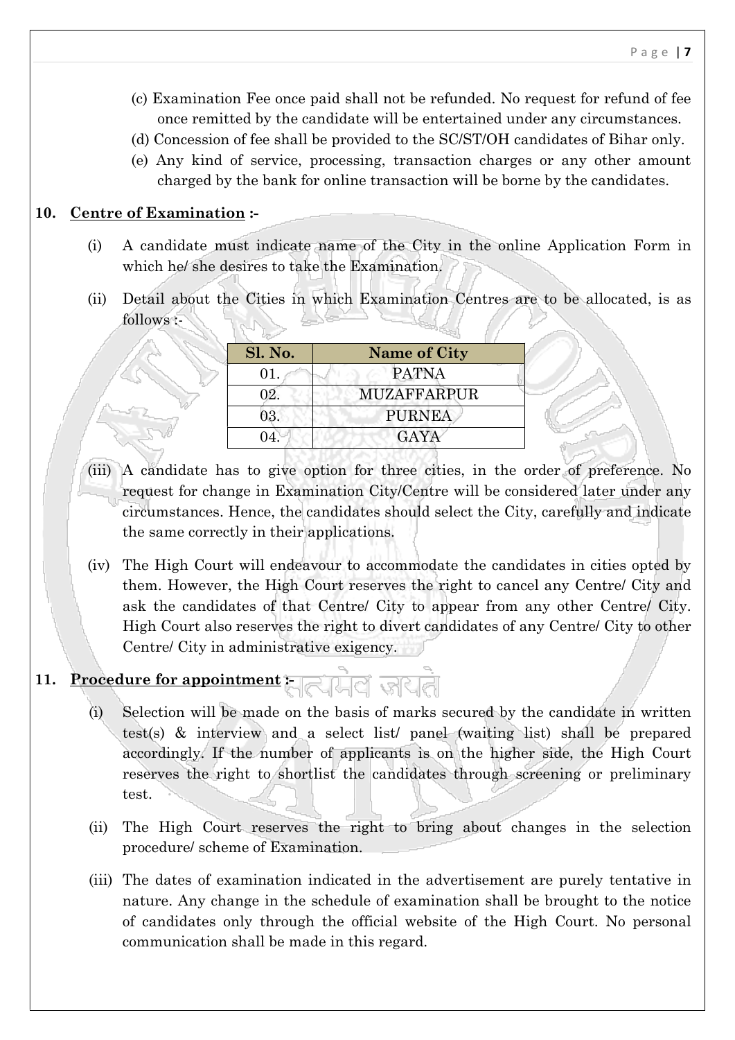(c) Examination Fee once paid shall not be refunded. No request for refund of fee once remitted by the candidate will be entertained under any circumstances.

(d) Concession of fee shall be provided to the SC/ST/OH candidates of Bihar only.

(e) Any kind of service, processing, transaction charges or any other amount charged by the bank for online transaction will be borne by the candidates.

**10. Centre of Examination :-**

(i) A candidate must indicate name of the City in the online Application Form in which he/ she desires to take the Examination.

(ii) Detail about the Cities in which Examination Centres are to be allocated, is as follows :-

| Sl. No. | Name of City |
|---|---|
| 01. | PATNA |
| 02. | MUZAFFARPUR |
| 03. | PURNEA |
| 04. | GAYA |

(iii) A candidate has to give option for three cities, in the order of preference. No request for change in Examination City/Centre will be considered later under any circumstances. Hence, the candidates should select the City, carefully and indicate the same correctly in their applications.

(iv) The High Court will endeavour to accommodate the candidates in cities opted by them. However, the High Court reserves the right to cancel any Centre/ City and ask the candidates of that Centre/ City to appear from any other Centre/ City. High Court also reserves the right to divert candidates of any Centre/ City to other Centre/ City in administrative exigency.

**11. Procedure for appointment :-**

(i) Selection will be made on the basis of marks secured by the candidate in written test(s) & interview and a select list/ panel (waiting list) shall be prepared accordingly. If the number of applicants is on the higher side, the High Court reserves the right to shortlist the candidates through screening or preliminary test.

(ii) The High Court reserves the right to bring about changes in the selection procedure/ scheme of Examination.

(iii) The dates of examination indicated in the advertisement are purely tentative in nature. Any change in the schedule of examination shall be brought to the notice of candidates only through the official website of the High Court. No personal communication shall be made in this regard.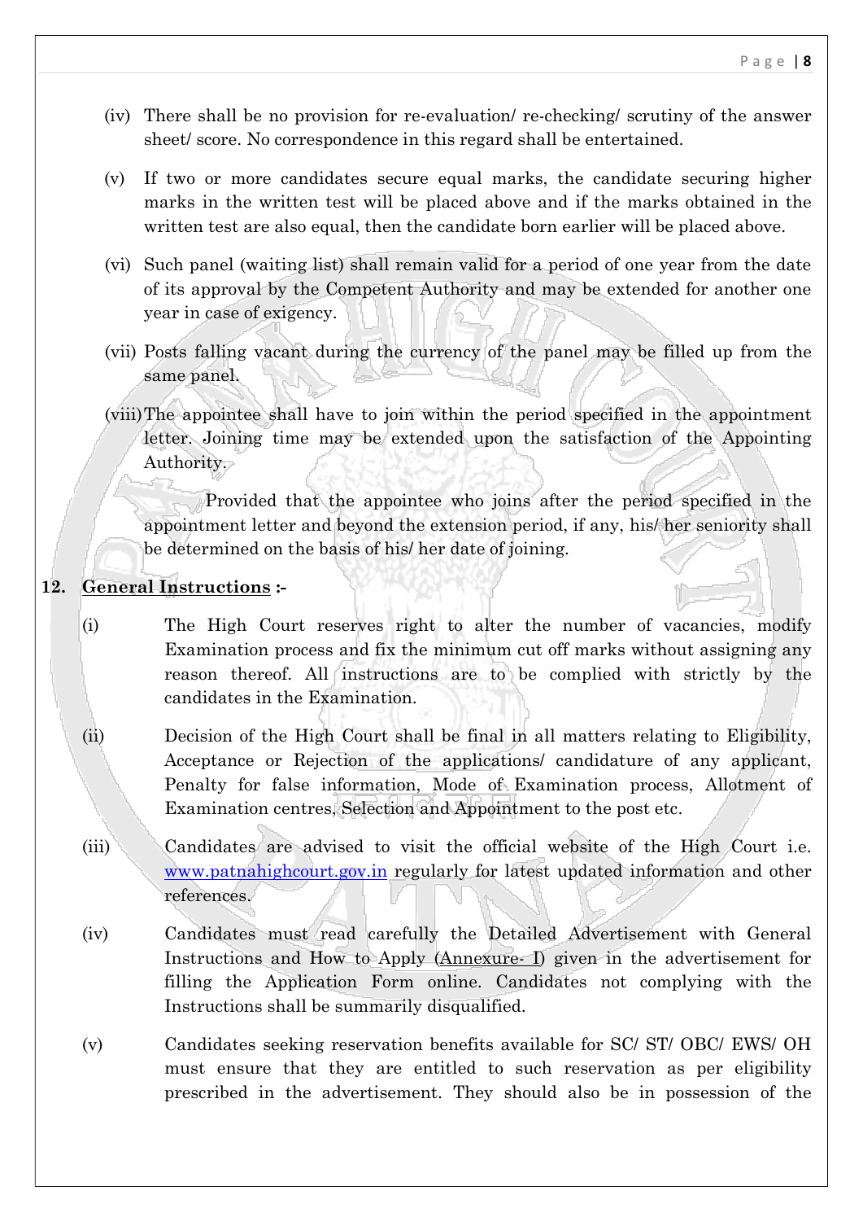(iv) There shall be no provision for re-evaluation/ re-checking/ scrutiny of the answer sheet/ score. No correspondence in this regard shall be entertained.

(v) If two or more candidates secure equal marks, the candidate securing higher marks in the written test will be placed above and if the marks obtained in the written test are also equal, then the candidate born earlier will be placed above.

(vi) Such panel (waiting list) shall remain valid for a period of one year from the date of its approval by the Competent Authority and may be extended for another one year in case of exigency.

(vii) Posts falling vacant during the currency of the panel may be filled up from the same panel.

(viii) The appointee shall have to join within the period specified in the appointment letter. Joining time may be extended upon the satisfaction of the Appointing Authority.

Provided that the appointee who joins after the period specified in the appointment letter and beyond the extension period, if any, his/ her seniority shall be determined on the basis of his/ her date of joining.

**12. <u>General Instructions</u> :-**

(i) The High Court reserves right to alter the number of vacancies, modify Examination process and fix the minimum cut off marks without assigning any reason thereof. All instructions are to be complied with strictly by the candidates in the Examination.

(ii) Decision of the High Court shall be final in all matters relating to Eligibility, Acceptance or Rejection of the applications/ candidature of any applicant, Penalty for false information, Mode of Examination process, Allotment of Examination centres, Selection and Appointment to the post etc.

(iii) Candidates are advised to visit the official website of the High Court i.e. www.patnahighcourt.gov.in regularly for latest updated information and other references.

(iv) Candidates must read carefully the Detailed Advertisement with General Instructions and How to Apply (<u>Annexure- I</u>) given in the advertisement for filling the Application Form online. Candidates not complying with the Instructions shall be summarily disqualified.

(v) Candidates seeking reservation benefits available for SC/ ST/ OBC/ EWS/ OH must ensure that they are entitled to such reservation as per eligibility prescribed in the advertisement. They should also be in possession of the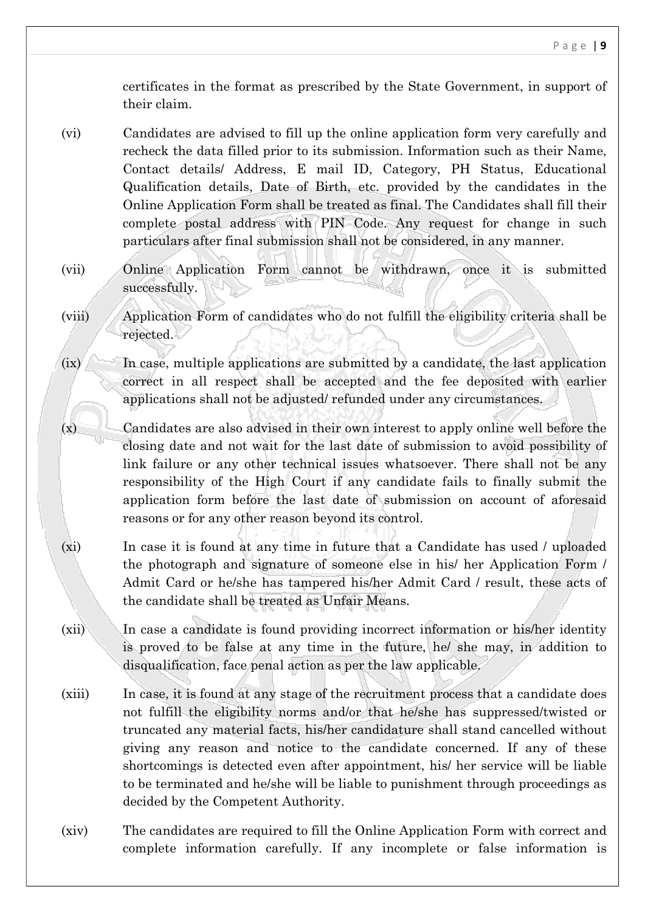certificates in the format as prescribed by the State Government, in support of their claim.

(vi) Candidates are advised to fill up the online application form very carefully and recheck the data filled prior to its submission. Information such as their Name, Contact details/ Address, E mail ID, Category, PH Status, Educational Qualification details, Date of Birth, etc. provided by the candidates in the Online Application Form shall be treated as final. The Candidates shall fill their complete postal address with PIN Code. Any request for change in such particulars after final submission shall not be considered, in any manner.

(vii) Online Application Form cannot be withdrawn, once it is submitted successfully.

(viii) Application Form of candidates who do not fulfill the eligibility criteria shall be rejected.

(ix) In case, multiple applications are submitted by a candidate, the last application correct in all respect shall be accepted and the fee deposited with earlier applications shall not be adjusted/ refunded under any circumstances.

(x) Candidates are also advised in their own interest to apply online well before the closing date and not wait for the last date of submission to avoid possibility of link failure or any other technical issues whatsoever. There shall not be any responsibility of the High Court if any candidate fails to finally submit the application form before the last date of submission on account of aforesaid reasons or for any other reason beyond its control.

(xi) In case it is found at any time in future that a Candidate has used / uploaded the photograph and signature of someone else in his/ her Application Form / Admit Card or he/she has tampered his/her Admit Card / result, these acts of the candidate shall be treated as Unfair Means.

(xii) In case a candidate is found providing incorrect information or his/her identity is proved to be false at any time in the future, he/ she may, in addition to disqualification, face penal action as per the law applicable.

(xiii) In case, it is found at any stage of the recruitment process that a candidate does not fulfill the eligibility norms and/or that he/she has suppressed/twisted or truncated any material facts, his/her candidature shall stand cancelled without giving any reason and notice to the candidate concerned. If any of these shortcomings is detected even after appointment, his/ her service will be liable to be terminated and he/she will be liable to punishment through proceedings as decided by the Competent Authority.

(xiv) The candidates are required to fill the Online Application Form with correct and complete information carefully. If any incomplete or false information is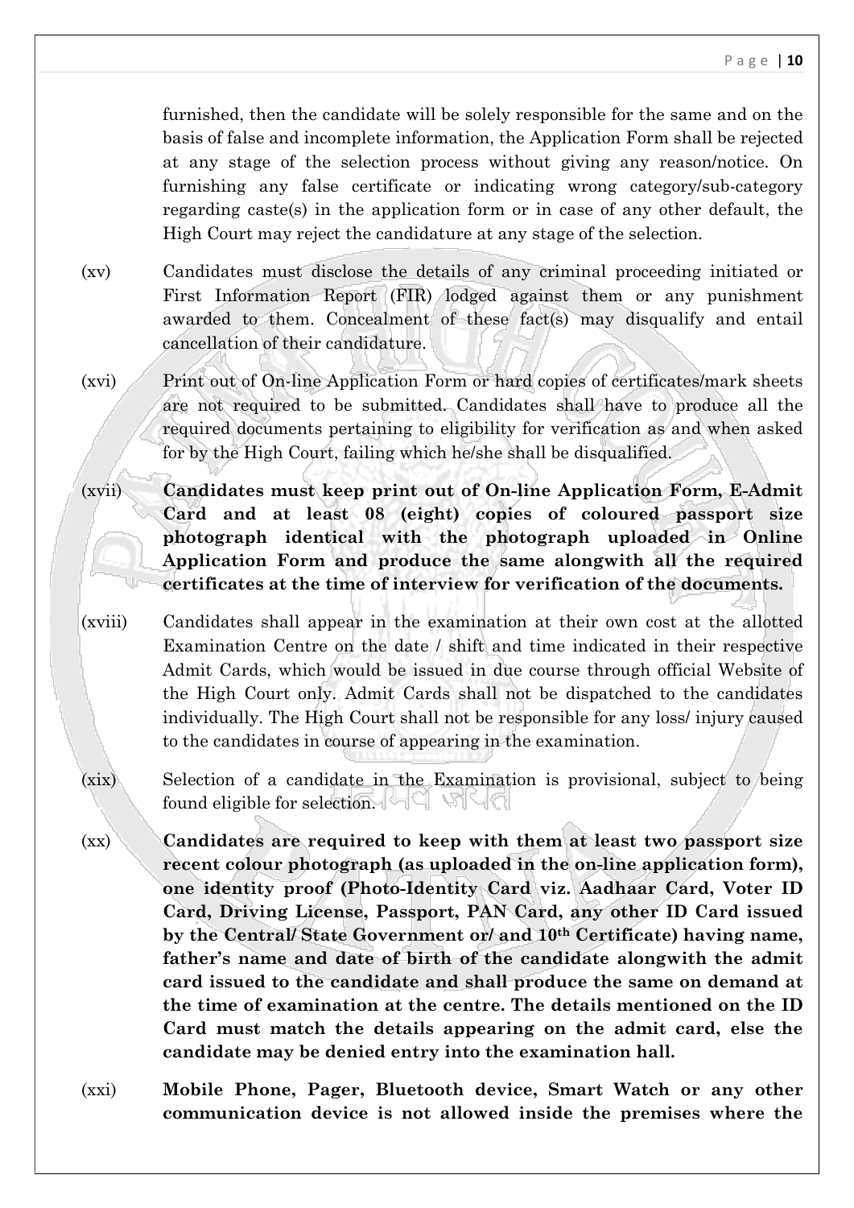furnished, then the candidate will be solely responsible for the same and on the basis of false and incomplete information, the Application Form shall be rejected at any stage of the selection process without giving any reason/notice. On furnishing any false certificate or indicating wrong category/sub-category regarding caste(s) in the application form or in case of any other default, the High Court may reject the candidature at any stage of the selection.

(xv) Candidates must disclose the details of any criminal proceeding initiated or First Information Report (FIR) lodged against them or any punishment awarded to them. Concealment of these fact(s) may disqualify and entail cancellation of their candidature.

(xvi) Print out of On-line Application Form or hard copies of certificates/mark sheets are not required to be submitted. Candidates shall have to produce all the required documents pertaining to eligibility for verification as and when asked for by the High Court, failing which he/she shall be disqualified.

(xvii) **Candidates must keep print out of On-line Application Form, E-Admit Card and at least 08 (eight) copies of coloured passport size photograph identical with the photograph uploaded in Online Application Form and produce the same alongwith all the required certificates at the time of interview for verification of the documents.**

(xviii) Candidates shall appear in the examination at their own cost at the allotted Examination Centre on the date / shift and time indicated in their respective Admit Cards, which would be issued in due course through official Website of the High Court only. Admit Cards shall not be dispatched to the candidates individually. The High Court shall not be responsible for any loss/ injury caused to the candidates in course of appearing in the examination.

(xix) Selection of a candidate in the Examination is provisional, subject to being found eligible for selection.

(xx) **Candidates are required to keep with them at least two passport size recent colour photograph (as uploaded in the on-line application form), one identity proof (Photo-Identity Card viz. Aadhaar Card, Voter ID Card, Driving License, Passport, PAN Card, any other ID Card issued by the Central/ State Government or/ and 10th Certificate) having name, father's name and date of birth of the candidate alongwith the admit card issued to the candidate and shall produce the same on demand at the time of examination at the centre. The details mentioned on the ID Card must match the details appearing on the admit card, else the candidate may be denied entry into the examination hall.**

(xxi) **Mobile Phone, Pager, Bluetooth device, Smart Watch or any other communication device is not allowed inside the premises where the**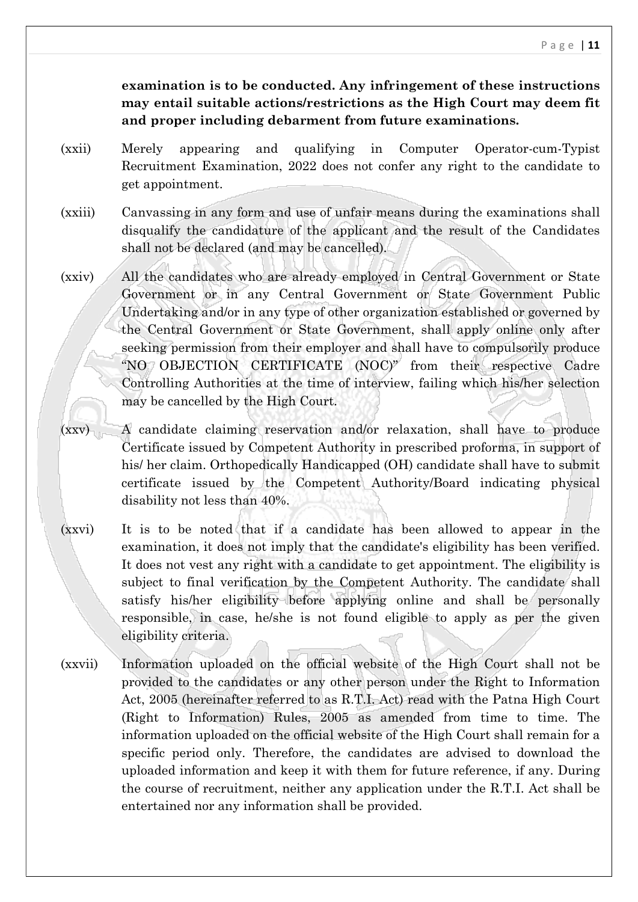**examination is to be conducted. Any infringement of these instructions may entail suitable actions/restrictions as the High Court may deem fit and proper including debarment from future examinations.**

(xxii) Merely appearing and qualifying in Computer Operator-cum-Typist Recruitment Examination, 2022 does not confer any right to the candidate to get appointment.

(xxiii) Canvassing in any form and use of unfair means during the examinations shall disqualify the candidature of the applicant and the result of the Candidates shall not be declared (and may be cancelled).

(xxiv) All the candidates who are already employed in Central Government or State Government or in any Central Government or State Government Public Undertaking and/or in any type of other organization established or governed by the Central Government or State Government, shall apply online only after seeking permission from their employer and shall have to compulsorily produce "NO OBJECTION CERTIFICATE (NOC)" from their respective Cadre Controlling Authorities at the time of interview, failing which his/her selection may be cancelled by the High Court.

(xxv) A candidate claiming reservation and/or relaxation, shall have to produce Certificate issued by Competent Authority in prescribed proforma, in support of his/ her claim. Orthopedically Handicapped (OH) candidate shall have to submit certificate issued by the Competent Authority/Board indicating physical disability not less than 40%.

(xxvi) It is to be noted that if a candidate has been allowed to appear in the examination, it does not imply that the candidate's eligibility has been verified. It does not vest any right with a candidate to get appointment. The eligibility is subject to final verification by the Competent Authority. The candidate shall satisfy his/her eligibility before applying online and shall be personally responsible, in case, he/she is not found eligible to apply as per the given eligibility criteria.

(xxvii) Information uploaded on the official website of the High Court shall not be provided to the candidates or any other person under the Right to Information Act, 2005 (hereinafter referred to as R.T.I. Act) read with the Patna High Court (Right to Information) Rules, 2005 as amended from time to time. The information uploaded on the official website of the High Court shall remain for a specific period only. Therefore, the candidates are advised to download the uploaded information and keep it with them for future reference, if any. During the course of recruitment, neither any application under the R.T.I. Act shall be entertained nor any information shall be provided.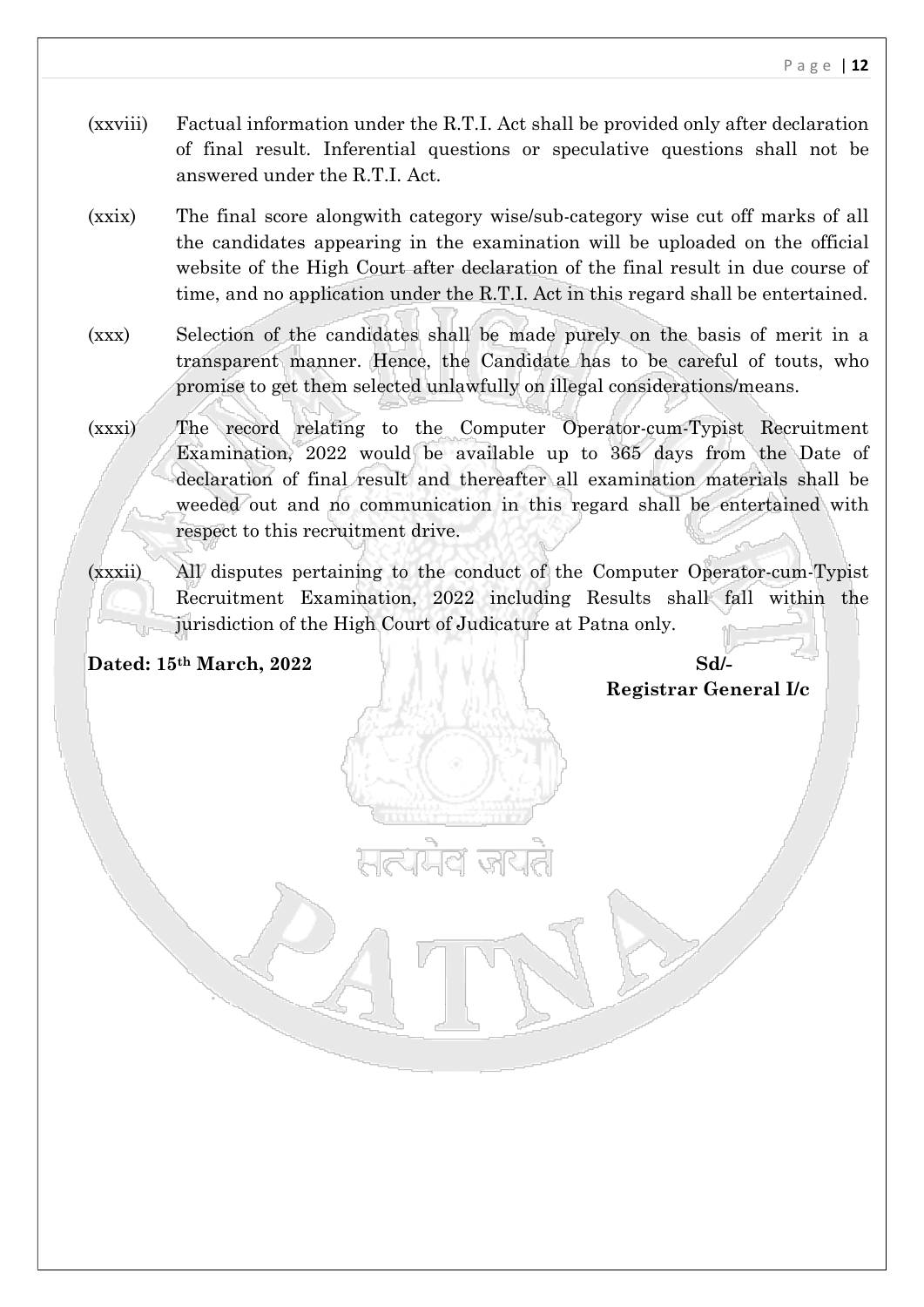(xxviii) Factual information under the R.T.I. Act shall be provided only after declaration of final result. Inferential questions or speculative questions shall not be answered under the R.T.I. Act.

(xxix) The final score alongwith category wise/sub-category wise cut off marks of all the candidates appearing in the examination will be uploaded on the official website of the High Court after declaration of the final result in due course of time, and no application under the R.T.I. Act in this regard shall be entertained.

(xxx) Selection of the candidates shall be made purely on the basis of merit in a transparent manner. Hence, the Candidate has to be careful of touts, who promise to get them selected unlawfully on illegal considerations/means.

(xxxi) The record relating to the Computer Operator-cum-Typist Recruitment Examination, 2022 would be available up to 365 days from the Date of declaration of final result and thereafter all examination materials shall be weeded out and no communication in this regard shall be entertained with respect to this recruitment drive.

(xxxii) All disputes pertaining to the conduct of the Computer Operator-cum-Typist Recruitment Examination, 2022 including Results shall fall within the jurisdiction of the High Court of Judicature at Patna only.

**Dated: 15th March, 2022**

**Sd/-**
**Registrar General I/c**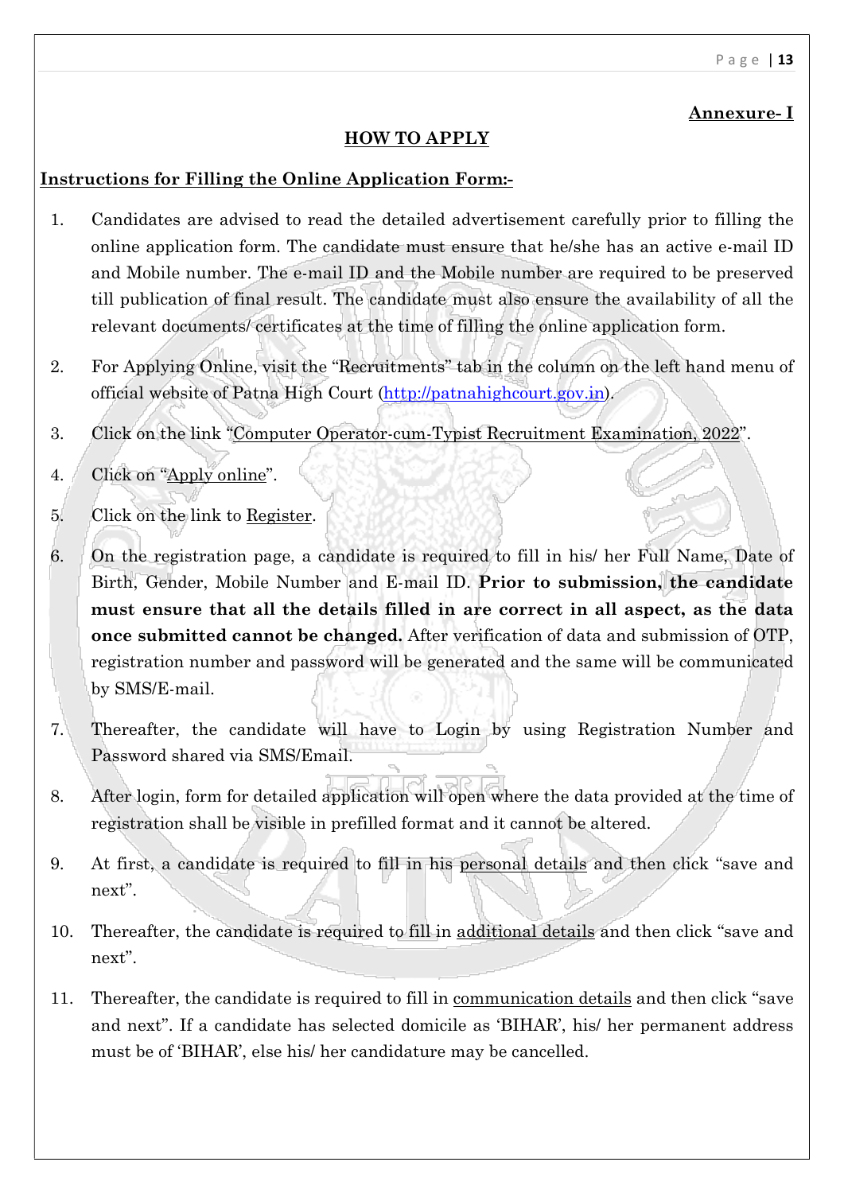**Annexure- I**

## HOW TO APPLY

**Instructions for Filling the Online Application Form:-**

1. Candidates are advised to read the detailed advertisement carefully prior to filling the online application form. The candidate must ensure that he/she has an active e-mail ID and Mobile number. The e-mail ID and the Mobile number are required to be preserved till publication of final result. The candidate must also ensure the availability of all the relevant documents/ certificates at the time of filling the online application form.
2. For Applying Online, visit the "Recruitments" tab in the column on the left hand menu of official website of Patna High Court (http://patnahighcourt.gov.in).
3. Click on the link "Computer Operator-cum-Typist Recruitment Examination, 2022".
4. Click on "Apply online".
5. Click on the link to Register.
6. On the registration page, a candidate is required to fill in his/ her Full Name, Date of Birth, Gender, Mobile Number and E-mail ID. **Prior to submission, the candidate must ensure that all the details filled in are correct in all aspect, as the data once submitted cannot be changed.** After verification of data and submission of OTP, registration number and password will be generated and the same will be communicated by SMS/E-mail.
7. Thereafter, the candidate will have to Login by using Registration Number and Password shared via SMS/Email.
8. After login, form for detailed application will open where the data provided at the time of registration shall be visible in prefilled format and it cannot be altered.
9. At first, a candidate is required to fill in his personal details and then click "save and next".
10. Thereafter, the candidate is required to fill in additional details and then click "save and next".
11. Thereafter, the candidate is required to fill in communication details and then click "save and next". If a candidate has selected domicile as 'BIHAR', his/ her permanent address must be of 'BIHAR', else his/ her candidature may be cancelled.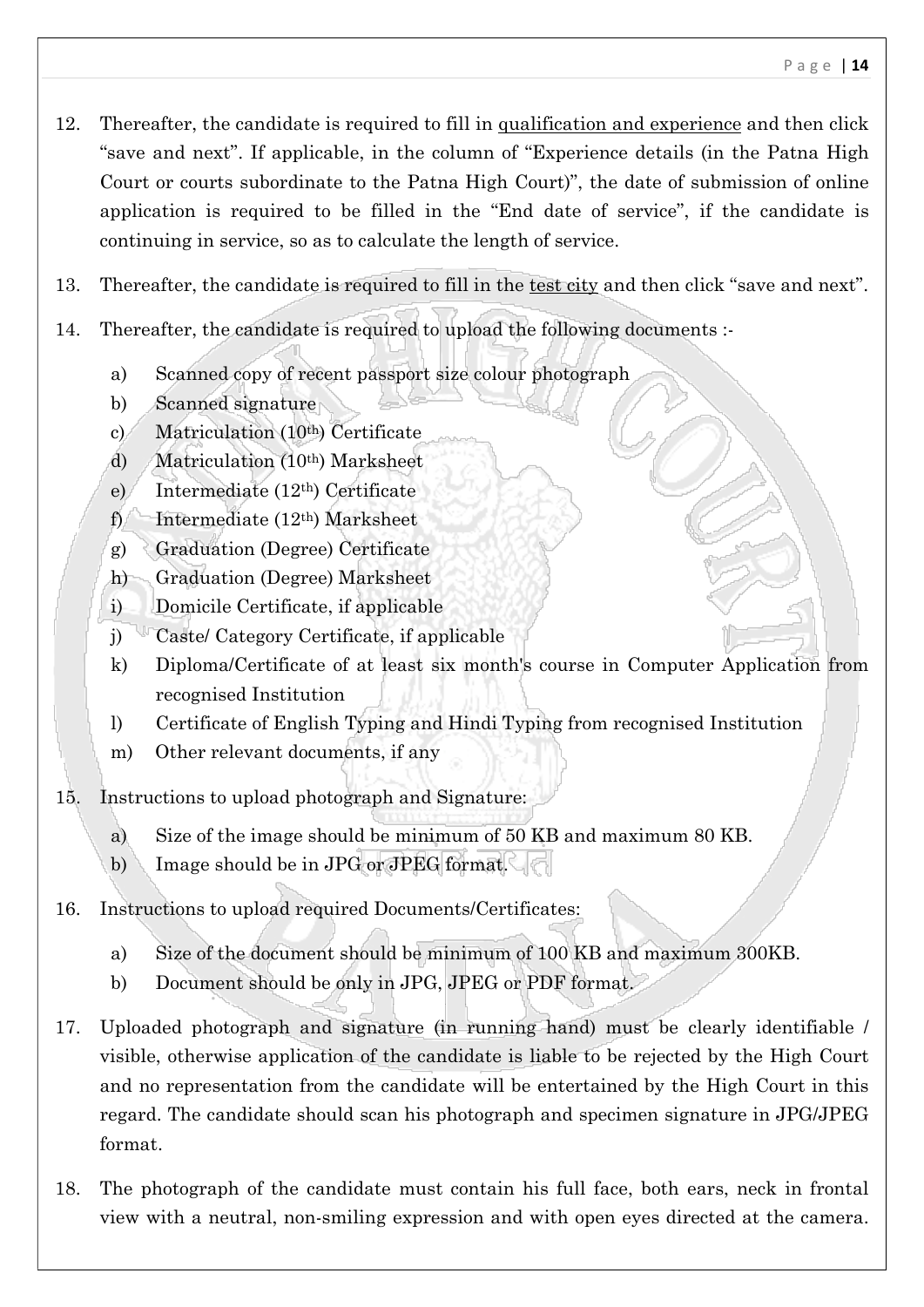12. Thereafter, the candidate is required to fill in qualification and experience and then click "save and next". If applicable, in the column of "Experience details (in the Patna High Court or courts subordinate to the Patna High Court)", the date of submission of online application is required to be filled in the "End date of service", if the candidate is continuing in service, so as to calculate the length of service.

13. Thereafter, the candidate is required to fill in the test city and then click "save and next".

14. Thereafter, the candidate is required to upload the following documents :-

    a) Scanned copy of recent passport size colour photograph
    b) Scanned signature
    c) Matriculation (10th) Certificate
    d) Matriculation (10th) Marksheet
    e) Intermediate (12th) Certificate
    f) Intermediate (12th) Marksheet
    g) Graduation (Degree) Certificate
    h) Graduation (Degree) Marksheet
    i) Domicile Certificate, if applicable
    j) Caste/ Category Certificate, if applicable
    k) Diploma/Certificate of at least six month's course in Computer Application from recognised Institution
    l) Certificate of English Typing and Hindi Typing from recognised Institution
    m) Other relevant documents, if any

15. Instructions to upload photograph and Signature:

    a) Size of the image should be minimum of 50 KB and maximum 80 KB.
    b) Image should be in JPG or JPEG format.

16. Instructions to upload required Documents/Certificates:

    a) Size of the document should be minimum of 100 KB and maximum 300KB.
    b) Document should be only in JPG, JPEG or PDF format.

17. Uploaded photograph and signature (in running hand) must be clearly identifiable / visible, otherwise application of the candidate is liable to be rejected by the High Court and no representation from the candidate will be entertained by the High Court in this regard. The candidate should scan his photograph and specimen signature in JPG/JPEG format.

18. The photograph of the candidate must contain his full face, both ears, neck in frontal view with a neutral, non-smiling expression and with open eyes directed at the camera.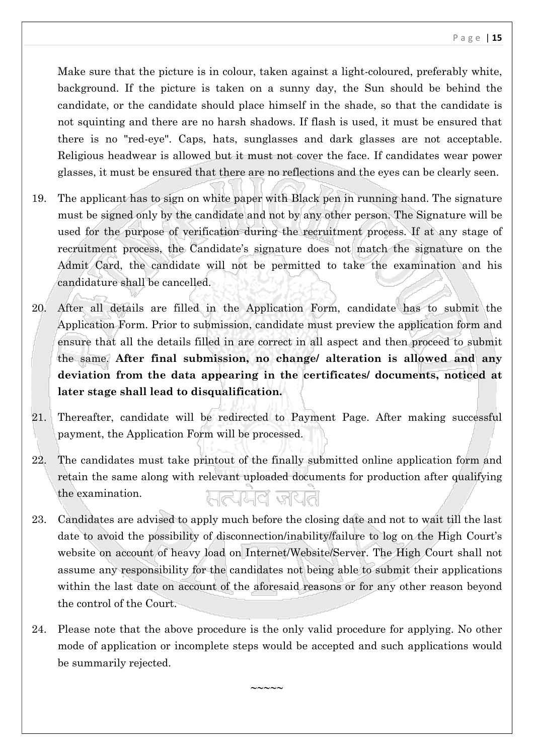Make sure that the picture is in colour, taken against a light-coloured, preferably white, background. If the picture is taken on a sunny day, the Sun should be behind the candidate, or the candidate should place himself in the shade, so that the candidate is not squinting and there are no harsh shadows. If flash is used, it must be ensured that there is no "red-eye". Caps, hats, sunglasses and dark glasses are not acceptable. Religious headwear is allowed but it must not cover the face. If candidates wear power glasses, it must be ensured that there are no reflections and the eyes can be clearly seen.

19. The applicant has to sign on white paper with Black pen in running hand. The signature must be signed only by the candidate and not by any other person. The Signature will be used for the purpose of verification during the recruitment process. If at any stage of recruitment process, the Candidate's signature does not match the signature on the Admit Card, the candidate will not be permitted to take the examination and his candidature shall be cancelled.

20. After all details are filled in the Application Form, candidate has to submit the Application Form. Prior to submission, candidate must preview the application form and ensure that all the details filled in are correct in all aspect and then proceed to submit the same. **After final submission, no change/ alteration is allowed and any deviation from the data appearing in the certificates/ documents, noticed at later stage shall lead to disqualification.**

21. Thereafter, candidate will be redirected to Payment Page. After making successful payment, the Application Form will be processed.

22. The candidates must take printout of the finally submitted online application form and retain the same along with relevant uploaded documents for production after qualifying the examination.

23. Candidates are advised to apply much before the closing date and not to wait till the last date to avoid the possibility of disconnection/inability/failure to log on the High Court's website on account of heavy load on Internet/Website/Server. The High Court shall not assume any responsibility for the candidates not being able to submit their applications within the last date on account of the aforesaid reasons or for any other reason beyond the control of the Court.

24. Please note that the above procedure is the only valid procedure for applying. No other mode of application or incomplete steps would be accepted and such applications would be summarily rejected.

~~~~~